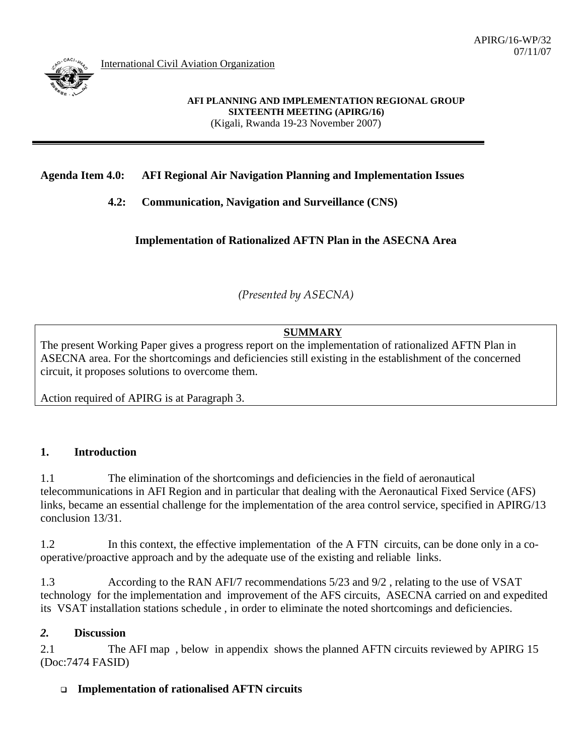APIRG/16-WP/32
07/11/07

International Civil Aviation Organization

**AFI PLANNING AND IMPLEMENTATION REGIONAL GROUP**
**SIXTEENTH MEETING (APIRG/16)**
(Kigali, Rwanda 19-23 November 2007)

**Agenda Item 4.0: AFI Regional Air Navigation Planning and Implementation Issues**

**4.2: Communication, Navigation and Surveillance (CNS)**

**Implementation of Rationalized AFTN Plan in the ASECNA Area**

*(Presented by ASECNA)*

| **SUMMARY** |
|---|
| The present Working Paper gives a progress report on the implementation of rationalized AFTN Plan in ASECNA area. For the shortcomings and deficiencies still existing in the establishment of the concerned circuit, it proposes solutions to overcome them.<br><br>Action required of APIRG is at Paragraph 3. |

## 1. Introduction

1.1 The elimination of the shortcomings and deficiencies in the field of aeronautical telecommunications in AFI Region and in particular that dealing with the Aeronautical Fixed Service (AFS) links, became an essential challenge for the implementation of the area control service, specified in APIRG/13 conclusion 13/31.

1.2 In this context, the effective implementation of the A FTN circuits, can be done only in a co-operative/proactive approach and by the adequate use of the existing and reliable links.

1.3 According to the RAN AFI/7 recommendations 5/23 and 9/2 , relating to the use of VSAT technology for the implementation and improvement of the AFS circuits, ASECNA carried on and expedited its VSAT installation stations schedule , in order to eliminate the noted shortcomings and deficiencies.

## *2.* Discussion

2.1 The AFI map , below in appendix shows the planned AFTN circuits reviewed by APIRG 15 (Doc:7474 FASID)

- **Implementation of rationalised AFTN circuits**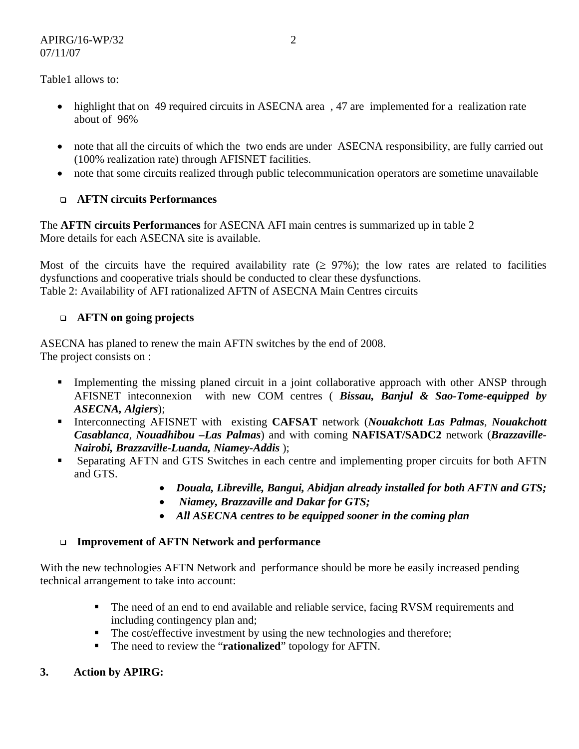Table1 allows to:

- highlight that on 49 required circuits in ASECNA area , 47 are implemented for a realization rate about of 96%
- note that all the circuits of which the two ends are under ASECNA responsibility, are fully carried out (100% realization rate) through AFISNET facilities.
- note that some circuits realized through public telecommunication operators are sometime unavailable

- **AFTN circuits Performances**

The **AFTN circuits Performances** for ASECNA AFI main centres is summarized up in table 2
More details for each ASECNA site is available.

Most of the circuits have the required availability rate ($\geq$ 97%); the low rates are related to facilities dysfunctions and cooperative trials should be conducted to clear these dysfunctions.
Table 2: Availability of AFI rationalized AFTN of ASECNA Main Centres circuits

- **AFTN on going projects**

ASECNA has planed to renew the main AFTN switches by the end of 2008.
The project consists on :

- Implementing the missing planed circuit in a joint collaborative approach with other ANSP through AFISNET inteconnexion with new COM centres ( ***Bissau, Banjul & Sao-Tome-equipped by ASECNA, Algiers***);
- Interconnecting AFISNET with existing **CAFSAT** network (***Nouakchott Las Palmas***, ***Nouakchott Casablanca***, ***Nouadhibou –Las Palmas***) and with coming **NAFISAT/SADC2** network (***Brazzaville-Nairobi, Brazzaville-Luanda, Niamey-Addis*** );
- Separating AFTN and GTS Switches in each centre and implementing proper circuits for both AFTN and GTS.
  - ***Douala, Libreville, Bangui, Abidjan already installed for both AFTN and GTS;***
  - ***Niamey, Brazzaville and Dakar for GTS;***
  - ***All ASECNA centres to be equipped sooner in the coming plan***

- **Improvement of AFTN Network and performance**

With the new technologies AFTN Network and performance should be more be easily increased pending technical arrangement to take into account:

- The need of an end to end available and reliable service, facing RVSM requirements and including contingency plan and;
- The cost/effective investment by using the new technologies and therefore;
- The need to review the "**rationalized**" topology for AFTN.

## 3. Action by APIRG: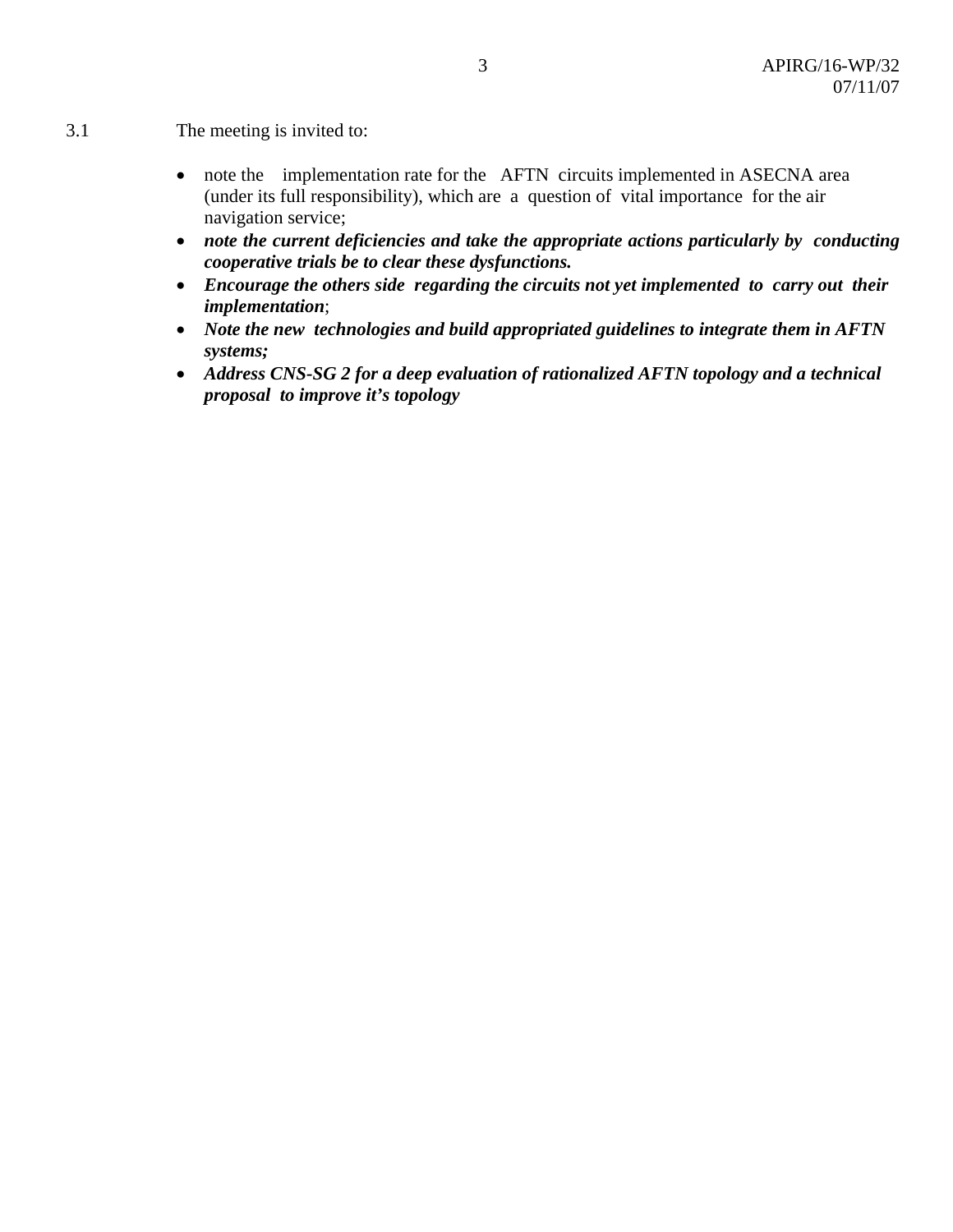3.1 The meeting is invited to:

- note the implementation rate for the AFTN circuits implemented in ASECNA area (under its full responsibility), which are a question of vital importance for the air navigation service;
- ***note the current deficiencies and take the appropriate actions particularly by conducting cooperative trials be to clear these dysfunctions.***
- ***Encourage the others side regarding the circuits not yet implemented to carry out their implementation***;
- ***Note the new technologies and build appropriated guidelines to integrate them in AFTN systems;***
- ***Address CNS-SG 2 for a deep evaluation of rationalized AFTN topology and a technical proposal to improve it's topology***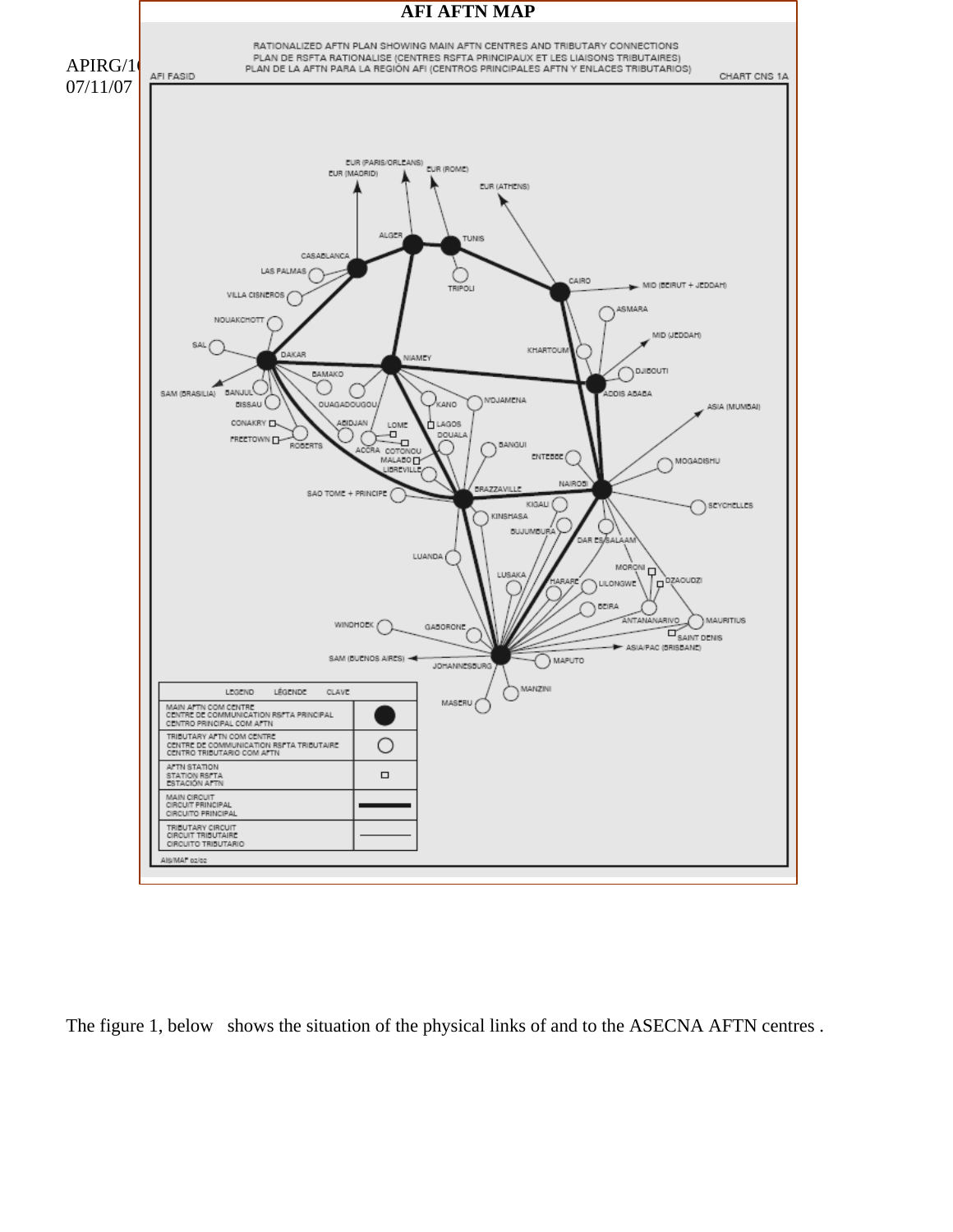# AFI AFTN MAP

AFI FASID

RATIONALIZED AFTN PLAN SHOWING MAIN AFTN CENTRES AND TRIBUTARY CONNECTIONS
PLAN DE RSFTA RATIONALISE (CENTRES RSFTA PRINCIPAUX ET LES LIAISONS TRIBUTAIRES)
PLAN DE LA AFTN PARA LA REGIÓN AFI (CENTROS PRINCIPALES AFTN Y ENLACES TRIBUTARIOS)

CHART CNS 1A

| LEGEND LÉGENDE CLAVE | |
|---|---|
| MAIN AFTN COM CENTRE / CENTRE DE COMMUNICATION RSFTA PRINCIPAL / CENTRO PRINCIPAL COM AFTN | ● |
| TRIBUTARY AFTN COM CENTRE / CENTRE DE COMMUNICATION RSFTA TRIBUTAIRE / CENTRO TRIBUTARIO COM AFTN | ○ |
| AFTN STATION / STATION RSFTA / ESTACIÓN AFTN | □ |
| MAIN CIRCUIT / CIRCUIT PRINCIPAL / CIRCUITO PRINCIPAL | ━━ |
| TRIBUTARY CIRCUIT / CIRCUIT TRIBUTAIRE / CIRCUITO TRIBUTARIO | —— |

AIS/MAP 02/02

The figure 1, below shows the situation of the physical links of and to the ASECNA AFTN centres .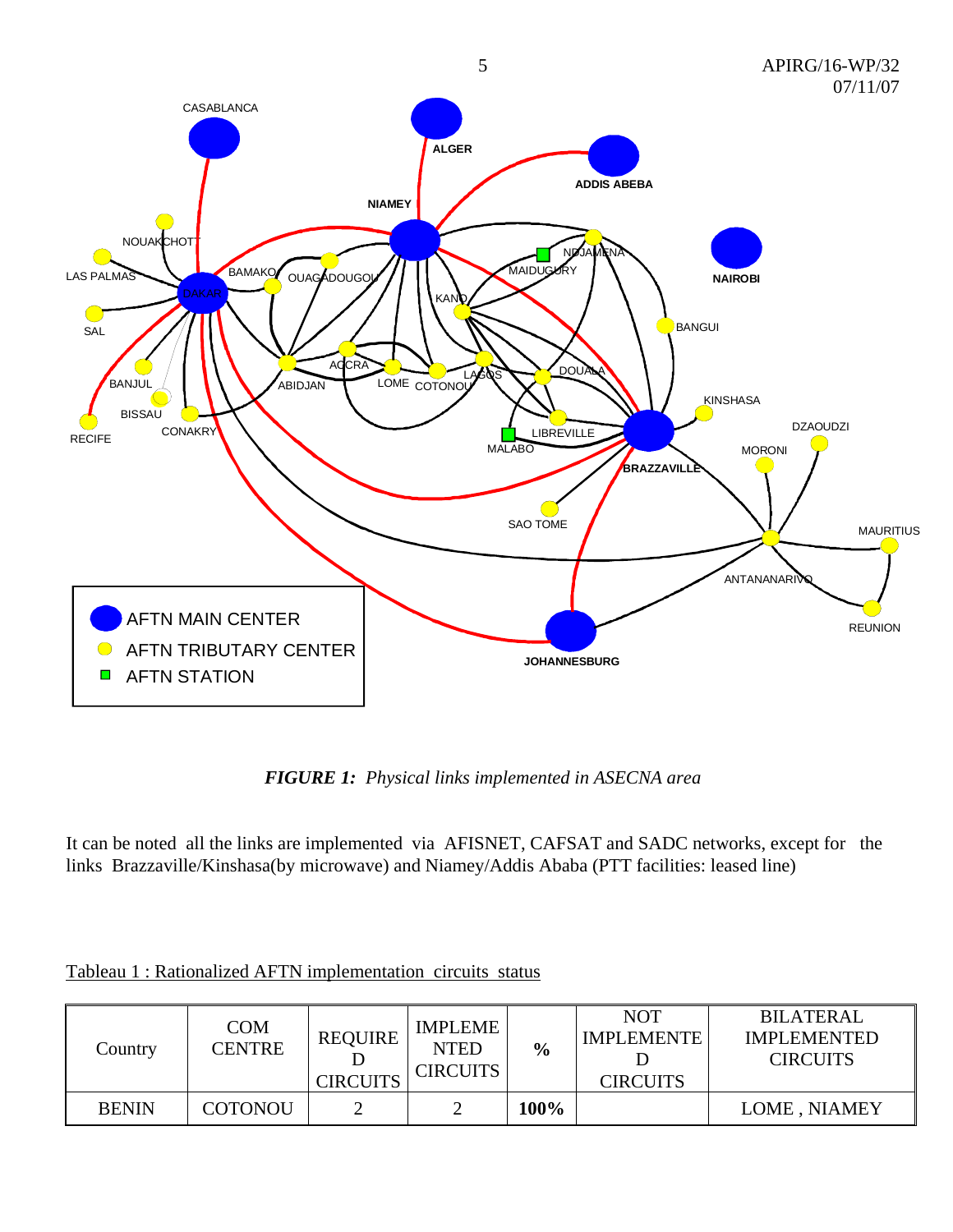*FIGURE 1: Physical links implemented in ASECNA area*

It can be noted all the links are implemented via AFISNET, CAFSAT and SADC networks, except for the links Brazzaville/Kinshasa(by microwave) and Niamey/Addis Ababa (PTT facilities: leased line)

Tableau 1 : Rationalized AFTN implementation circuits status

| Country | COM CENTRE | REQUIRED CIRCUITS | IMPLEMENTED CIRCUITS | % | NOT IMPLEMENTED CIRCUITS | BILATERAL IMPLEMENTED CIRCUITS |
|---|---|---|---|---|---|---|
| BENIN | COTONOU | 2 | 2 | **100%** | | LOME , NIAMEY |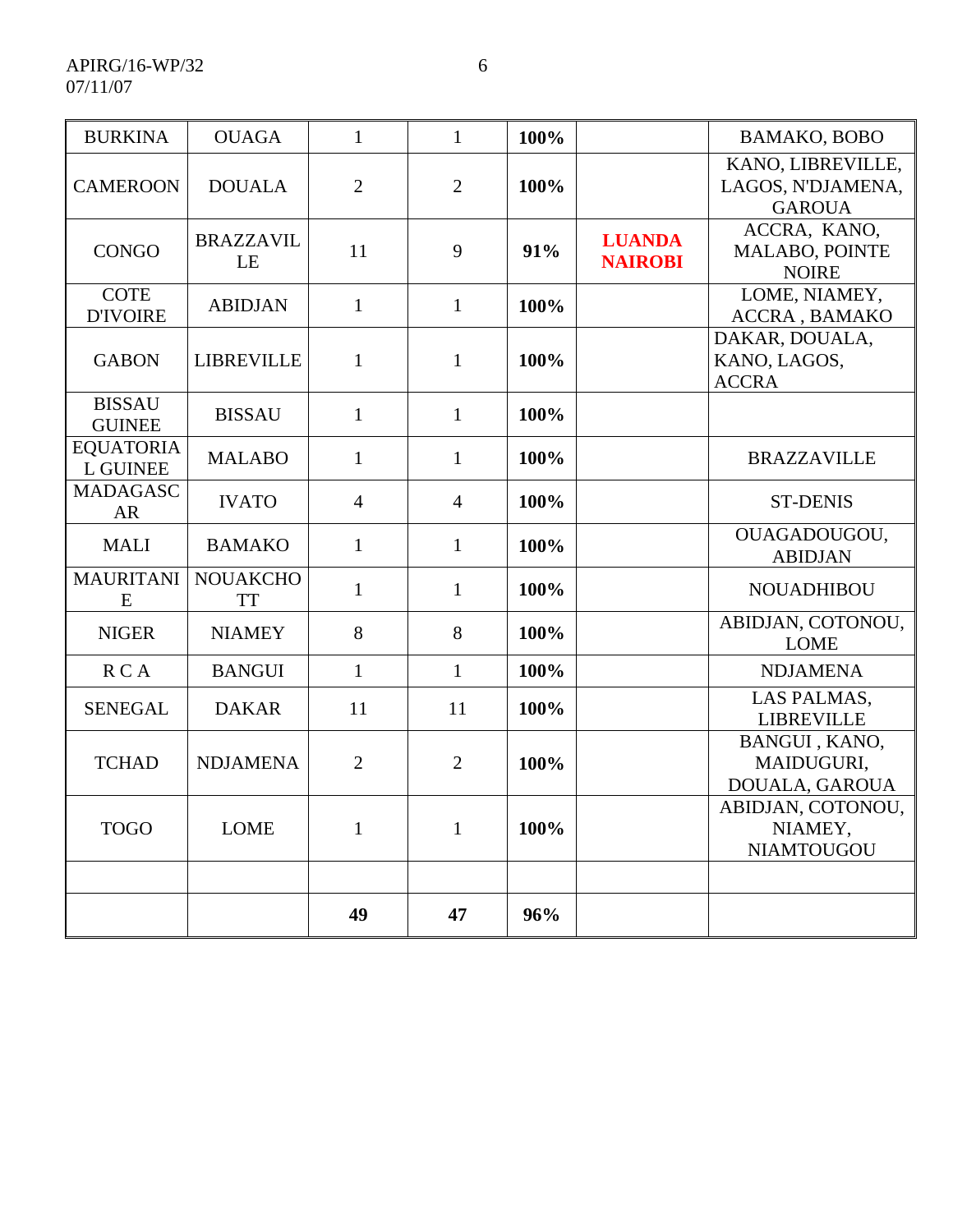| | | | | | | |
|---|---|---|---|---|---|---|
| BURKINA | OUAGA | 1 | 1 | **100%** | | BAMAKO, BOBO |
| CAMEROON | DOUALA | 2 | 2 | **100%** | | KANO, LIBREVILLE, LAGOS, N'DJAMENA, GAROUA |
| CONGO | BRAZZAVILLE | 11 | 9 | **91%** | **LUANDA NAIROBI** | ACCRA, KANO, MALABO, POINTE NOIRE |
| COTE D'IVOIRE | ABIDJAN | 1 | 1 | **100%** | | LOME, NIAMEY, ACCRA , BAMAKO |
| GABON | LIBREVILLE | 1 | 1 | **100%** | | DAKAR, DOUALA, KANO, LAGOS, ACCRA |
| BISSAU GUINEE | BISSAU | 1 | 1 | **100%** | | |
| EQUATORIAL GUINEE | MALABO | 1 | 1 | **100%** | | BRAZZAVILLE |
| MADAGASCAR | IVATO | 4 | 4 | **100%** | | ST-DENIS |
| MALI | BAMAKO | 1 | 1 | **100%** | | OUAGADOUGOU, ABIDJAN |
| MAURITANIE | NOUAKCHOTT | 1 | 1 | **100%** | | NOUADHIBOU |
| NIGER | NIAMEY | 8 | 8 | **100%** | | ABIDJAN, COTONOU, LOME |
| R C A | BANGUI | 1 | 1 | **100%** | | NDJAMENA |
| SENEGAL | DAKAR | 11 | 11 | **100%** | | LAS PALMAS, LIBREVILLE |
| TCHAD | NDJAMENA | 2 | 2 | **100%** | | BANGUI , KANO, MAIDUGURI, DOUALA, GAROUA |
| TOGO | LOME | 1 | 1 | **100%** | | ABIDJAN, COTONOU, NIAMEY, NIAMTOUGOU |
| | | | | | | |
| | | **49** | **47** | **96%** | | |